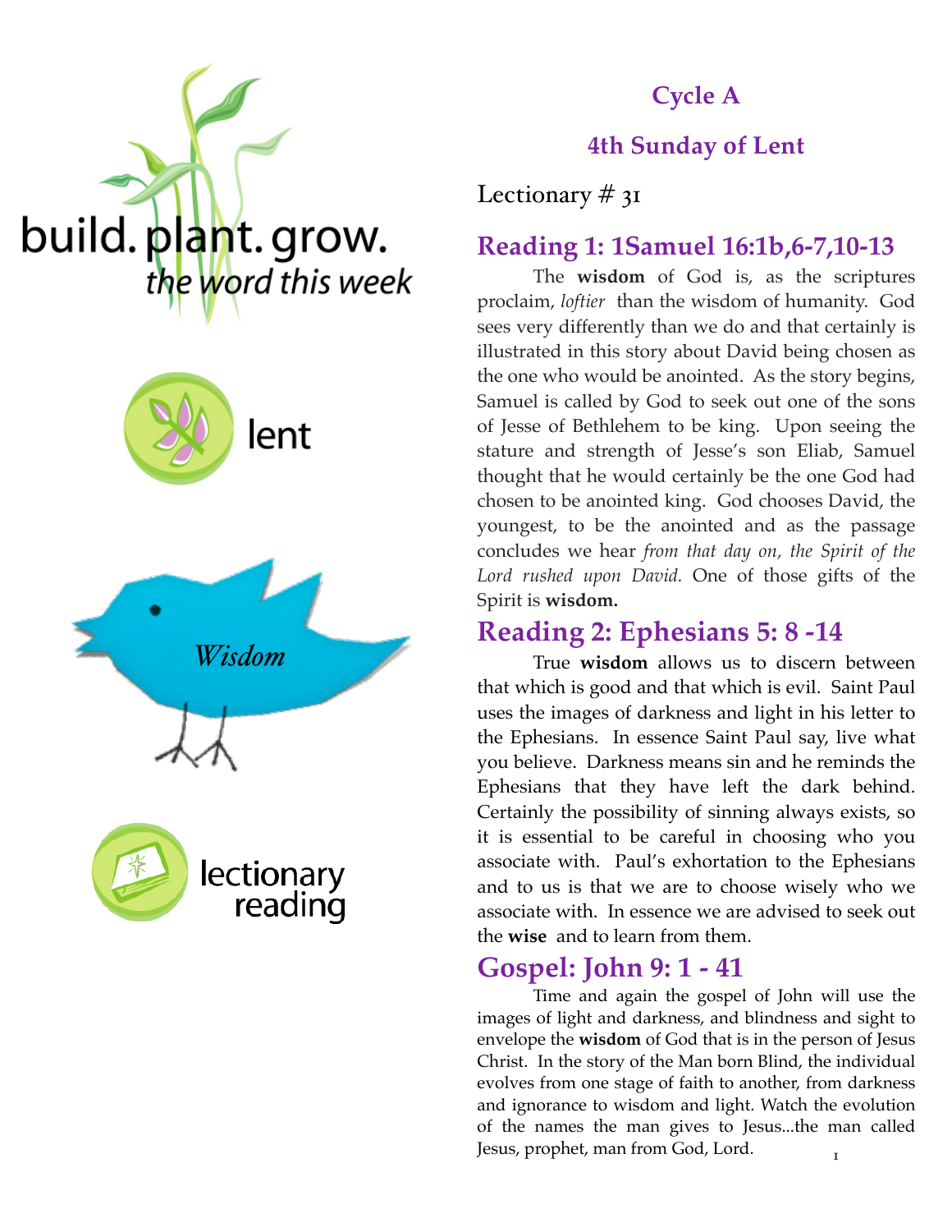build. plant. grow.
*the word this week*

lent

*Wisdom*

lectionary reading

# Cycle A

## 4th Sunday of Lent

Lectionary # 31

## Reading 1: 1Samuel 16:1b,6-7,10-13

The **wisdom** of God is, as the scriptures proclaim, *loftier* than the wisdom of humanity. God sees very differently than we do and that certainly is illustrated in this story about David being chosen as the one who would be anointed. As the story begins, Samuel is called by God to seek out one of the sons of Jesse of Bethlehem to be king. Upon seeing the stature and strength of Jesse's son Eliab, Samuel thought that he would certainly be the one God had chosen to be anointed king. God chooses David, the youngest, to be the anointed and as the passage concludes we hear *from that day on, the Spirit of the Lord rushed upon David.* One of those gifts of the Spirit is **wisdom.**

## Reading 2: Ephesians 5: 8 -14

True **wisdom** allows us to discern between that which is good and that which is evil. Saint Paul uses the images of darkness and light in his letter to the Ephesians. In essence Saint Paul say, live what you believe. Darkness means sin and he reminds the Ephesians that they have left the dark behind. Certainly the possibility of sinning always exists, so it is essential to be careful in choosing who you associate with. Paul's exhortation to the Ephesians and to us is that we are to choose wisely who we associate with. In essence we are advised to seek out the **wise** and to learn from them.

## Gospel: John 9: 1 - 41

Time and again the gospel of John will use the images of light and darkness, and blindness and sight to envelope the **wisdom** of God that is in the person of Jesus Christ. In the story of the Man born Blind, the individual evolves from one stage of faith to another, from darkness and ignorance to wisdom and light. Watch the evolution of the names the man gives to Jesus...the man called Jesus, prophet, man from God, Lord.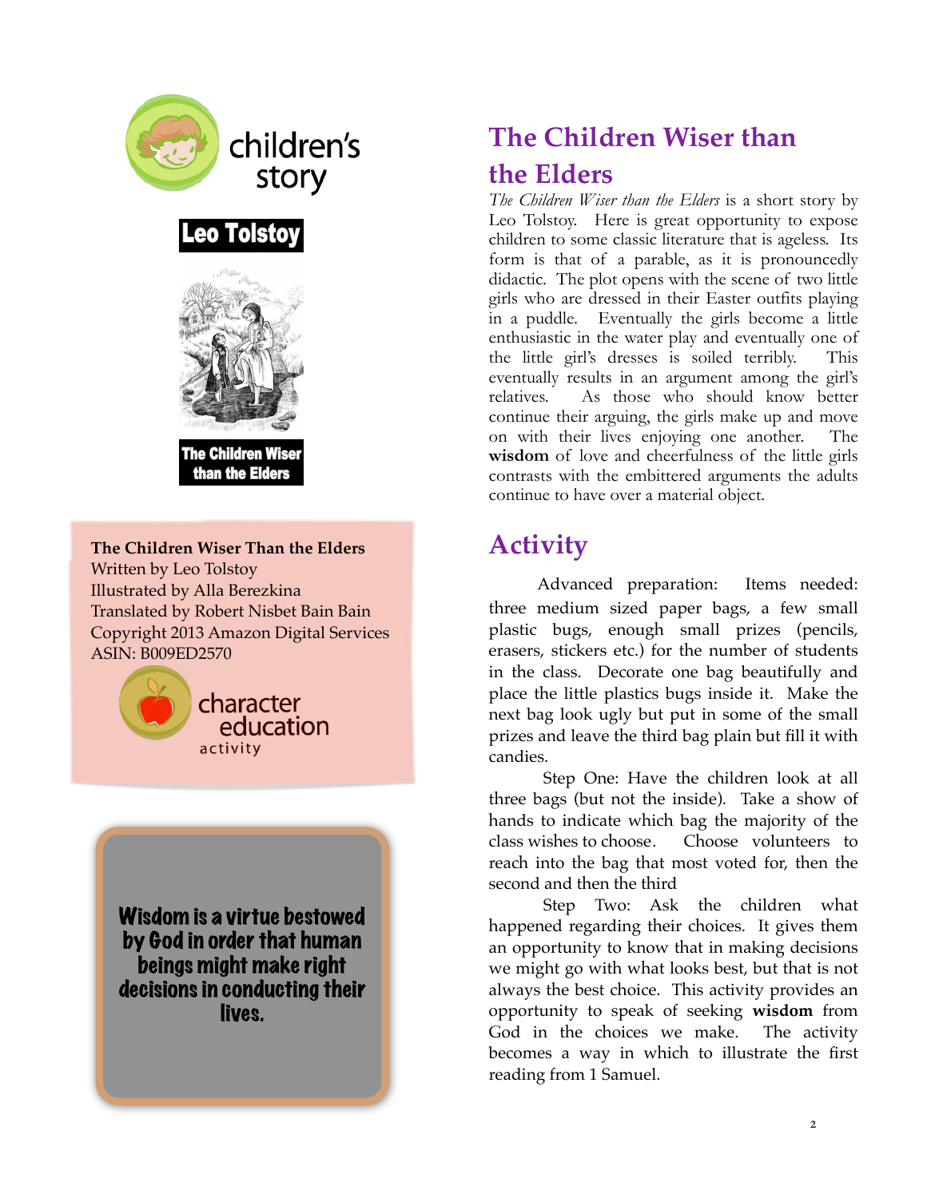children's story

**Leo Tolstoy**

**The Children Wiser than the Elders**

**The Children Wiser Than the Elders**
Written by Leo Tolstoy
Illustrated by Alla Berezkina
Translated by Robert Nisbet Bain Bain
Copyright 2013 Amazon Digital Services
ASIN: B009ED2570

character education activity

**Wisdom is a virtue bestowed by God in order that human beings might make right decisions in conducting their lives.**

## The Children Wiser than the Elders

*The Children Wiser than the Elders* is a short story by Leo Tolstoy. Here is great opportunity to expose children to some classic literature that is ageless. Its form is that of a parable, as it is pronouncedly didactic. The plot opens with the scene of two little girls who are dressed in their Easter outfits playing in a puddle. Eventually the girls become a little enthusiastic in the water play and eventually one of the little girl's dresses is soiled terribly. This eventually results in an argument among the girl's relatives. As those who should know better continue their arguing, the girls make up and move on with their lives enjoying one another. The **wisdom** of love and cheerfulness of the little girls contrasts with the embittered arguments the adults continue to have over a material object.

## Activity

Advanced preparation: Items needed: three medium sized paper bags, a few small plastic bugs, enough small prizes (pencils, erasers, stickers etc.) for the number of students in the class. Decorate one bag beautifully and place the little plastics bugs inside it. Make the next bag look ugly but put in some of the small prizes and leave the third bag plain but fill it with candies.

Step One: Have the children look at all three bags (but not the inside). Take a show of hands to indicate which bag the majority of the class wishes to choose. Choose volunteers to reach into the bag that most voted for, then the second and then the third

Step Two: Ask the children what happened regarding their choices. It gives them an opportunity to know that in making decisions we might go with what looks best, but that is not always the best choice. This activity provides an opportunity to speak of seeking **wisdom** from God in the choices we make. The activity becomes a way in which to illustrate the first reading from 1 Samuel.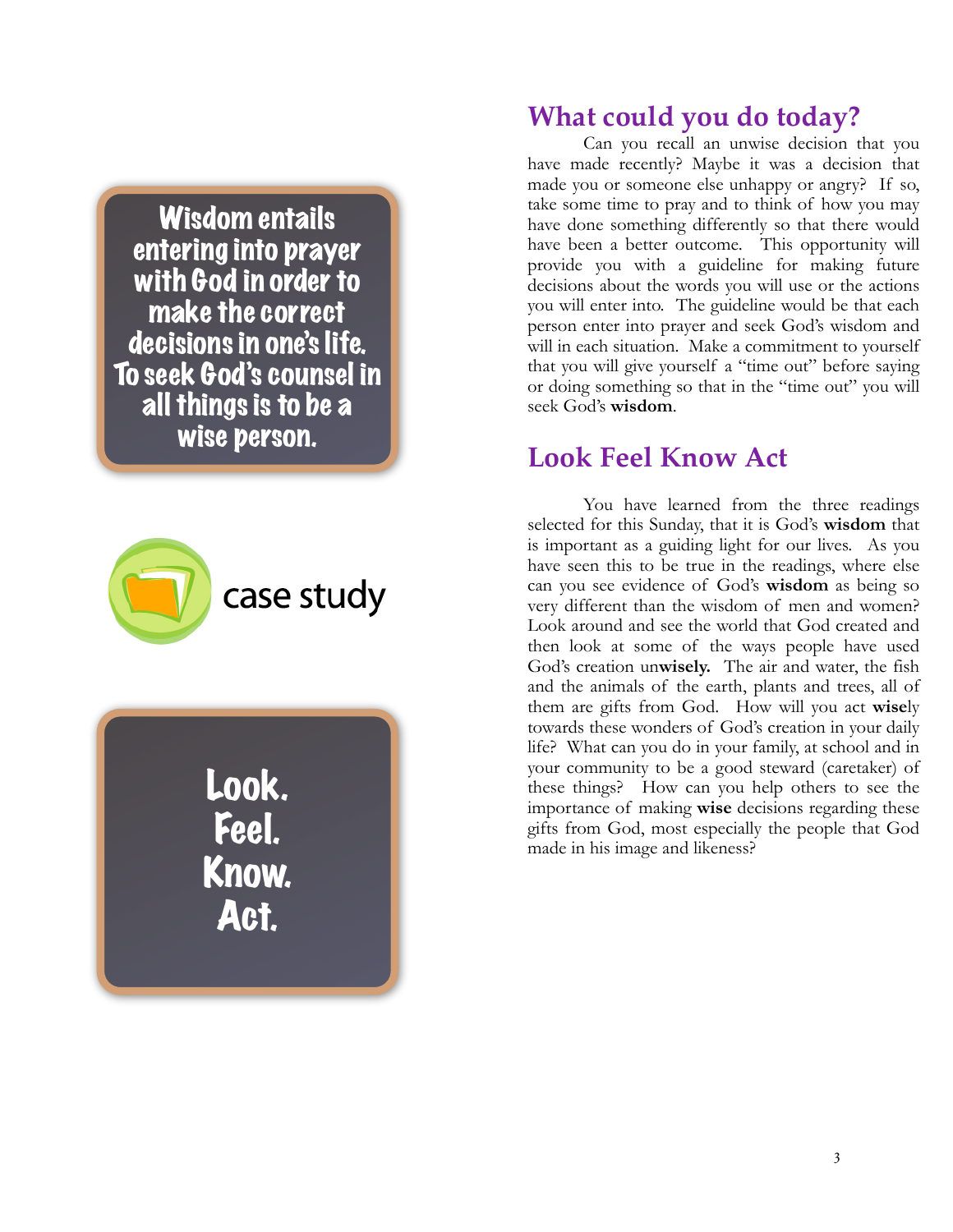Wisdom entails entering into prayer with God in order to make the correct decisions in one's life. To seek God's counsel in all things is to be a wise person.

case study

Look.
Feel.
Know.
Act.

## What could you do today?

Can you recall an unwise decision that you have made recently? Maybe it was a decision that made you or someone else unhappy or angry? If so, take some time to pray and to think of how you may have done something differently so that there would have been a better outcome. This opportunity will provide you with a guideline for making future decisions about the words you will use or the actions you will enter into. The guideline would be that each person enter into prayer and seek God's wisdom and will in each situation. Make a commitment to yourself that you will give yourself a "time out" before saying or doing something so that in the "time out" you will seek God's **wisdom**.

## Look Feel Know Act

You have learned from the three readings selected for this Sunday, that it is God's **wisdom** that is important as a guiding light for our lives. As you have seen this to be true in the readings, where else can you see evidence of God's **wisdom** as being so very different than the wisdom of men and women? Look around and see the world that God created and then look at some of the ways people have used God's creation un**wisely.** The air and water, the fish and the animals of the earth, plants and trees, all of them are gifts from God. How will you act **wise**ly towards these wonders of God's creation in your daily life? What can you do in your family, at school and in your community to be a good steward (caretaker) of these things? How can you help others to see the importance of making **wise** decisions regarding these gifts from God, most especially the people that God made in his image and likeness?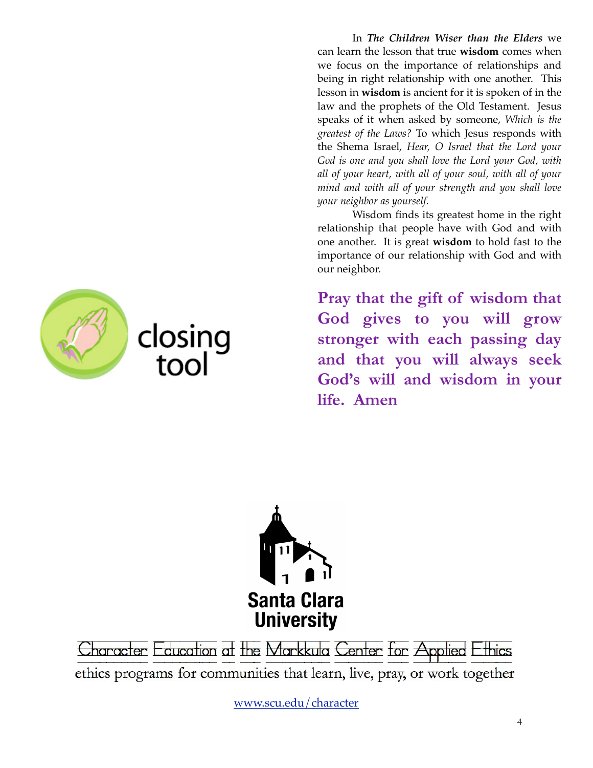In ***The Children Wiser than the Elders*** we can learn the lesson that true **wisdom** comes when we focus on the importance of relationships and being in right relationship with one another. This lesson in **wisdom** is ancient for it is spoken of in the law and the prophets of the Old Testament. Jesus speaks of it when asked by someone, *Which is the greatest of the Laws?* To which Jesus responds with the Shema Israel, *Hear, O Israel that the Lord your God is one and you shall love the Lord your God, with all of your heart, with all of your soul, with all of your mind and with all of your strength and you shall love your neighbor as yourself.*

Wisdom finds its greatest home in the right relationship that people have with God and with one another. It is great **wisdom** to hold fast to the importance of our relationship with God and with our neighbor.

## closing tool

**Pray that the gift of wisdom that God gives you will grow stronger with each passing day and that you will always seek God's will and wisdom in your life. Amen**

Santa Clara University

Character Education at the Markkula Center for Applied Ethics

ethics programs for communities that learn, live, pray, or work together

www.scu.edu/character